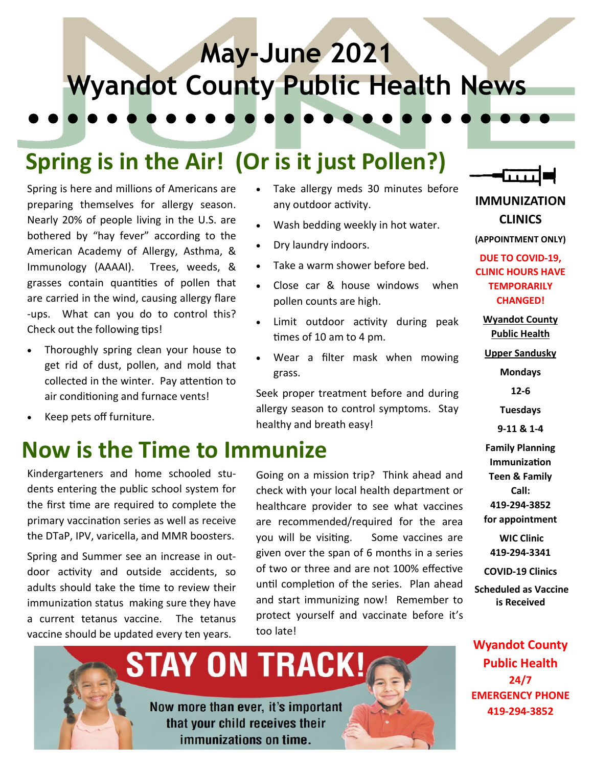# May-June 2021 Wyandot County Public Health News

## Spring is in the Air! (Or is it just Pollen?)

Spring is here and millions of Americans are preparing themselves for allergy season. Nearly 20% of people living in the U.S. are bothered by "hay fever" according to the American Academy of Allergy, Asthma, & Immunology (AAAAI). Trees, weeds, & grasses contain quantities of pollen that are carried in the wind, causing allergy flare-ups. What can you do to control this? Check out the following tips!

- Thoroughly spring clean your house to get rid of dust, pollen, and mold that collected in the winter. Pay attention to air conditioning and furnace vents!
- Keep pets off furniture.
- Take allergy meds 30 minutes before any outdoor activity.
- Wash bedding weekly in hot water.
- Dry laundry indoors.
- Take a warm shower before bed.
- Close car & house windows when pollen counts are high.
- Limit outdoor activity during peak times of 10 am to 4 pm.
- Wear a filter mask when mowing grass.

Seek proper treatment before and during allergy season to control symptoms. Stay healthy and breath easy!

## Now is the Time to Immunize

Kindergarteners and home schooled students entering the public school system for the first time are required to complete the primary vaccination series as well as receive the DTaP, IPV, varicella, and MMR boosters.

Spring and Summer see an increase in outdoor activity and outside accidents, so adults should take the time to review their immunization status making sure they have a current tetanus vaccine. The tetanus vaccine should be updated every ten years.

Going on a mission trip? Think ahead and check with your local health department or healthcare provider to see what vaccines are recommended/required for the area you will be visiting. Some vaccines are given over the span of 6 months in a series of two or three and are not 100% effective until completion of the series. Plan ahead and start immunizing now! Remember to protect yourself and vaccinate before it's too late!

**STAY ON TRACK!**

Now more than ever, it's important that your child receives their immunizations on time.

### IMMUNIZATION CLINICS

**(APPOINTMENT ONLY)**

**DUE TO COVID-19, CLINIC HOURS HAVE TEMPORARILY CHANGED!**

**Wyandot County Public Health**

**Upper Sandusky**

**Mondays**

**12-6**

**Tuesdays**

**9-11 & 1-4**

**Family Planning Immunization Teen & Family Call: 419-294-3852 for appointment**

**WIC Clinic 419-294-3341**

**COVID-19 Clinics Scheduled as Vaccine is Received**

**Wyandot County Public Health 24/7 EMERGENCY PHONE 419-294-3852**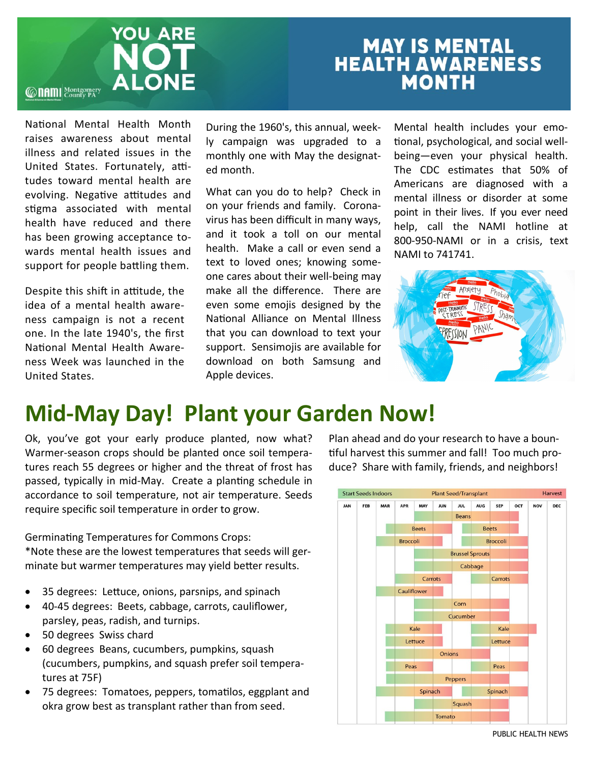# MAY IS MENTAL HEALTH AWARENESS MONTH

YOU ARE NOT ALONE

NAMI Montgomery County PA

National Mental Health Month raises awareness about mental illness and related issues in the United States. Fortunately, attitudes toward mental health are evolving. Negative attitudes and stigma associated with mental health have reduced and there has been growing acceptance towards mental health issues and support for people battling them.

Despite this shift in attitude, the idea of a mental health awareness campaign is not a recent one. In the late 1940's, the first National Mental Health Awareness Week was launched in the United States. During the 1960's, this annual, weekly campaign was upgraded to a monthly one with May the designated month.

What can you do to help? Check in on your friends and family. Coronavirus has been difficult in many ways, and it took a toll on our mental health. Make a call or even send a text to loved ones; knowing someone cares about their well-being may make all the difference. There are even some emojis designed by the National Alliance on Mental Illness that you can download to text your support. Sensimojis are available for download on both Samsung and Apple devices.

Mental health includes your emotional, psychological, and social well-being—even your physical health. The CDC estimates that 50% of Americans are diagnosed with a mental illness or disorder at some point in their lives. If you ever need help, call the NAMI hotline at 800-950-NAMI or in a crisis, text NAMI to 741741.

# Mid-May Day! Plant your Garden Now!

Ok, you've got your early produce planted, now what? Warmer-season crops should be planted once soil temperatures reach 55 degrees or higher and the threat of frost has passed, typically in mid-May. Create a planting schedule in accordance to soil temperature, not air temperature. Seeds require specific soil temperature in order to grow.

Germinating Temperatures for Commons Crops:
*Note these are the lowest temperatures that seeds will germinate but warmer temperatures may yield better results.

- 35 degrees: Lettuce, onions, parsnips, and spinach
- 40-45 degrees: Beets, cabbage, carrots, cauliflower, parsley, peas, radish, and turnips.
- 50 degrees Swiss chard
- 60 degrees Beans, cucumbers, pumpkins, squash (cucumbers, pumpkins, and squash prefer soil temperatures at 75F)
- 75 degrees: Tomatoes, peppers, tomatilos, eggplant and okra grow best as transplant rather than from seed.

Plan ahead and do your research to have a bountiful harvest this summer and fall! Too much produce? Share with family, friends, and neighbors!

Start Seeds Indoors
Plant Seed/Transplant
Harvest

JAN FEB MAR APR MAY JUN JUL AUG SEP OCT NOV DEC

Beans
Beets
Beets
Broccoli
Broccoli
Brussel Sprouts
Cabbage
Carrots
Carrots
Cauliflower
Corn
Cucumber
Kale
Kale
Lettuce
Lettuce
Onions
Peas
Peas
Peppers
Spinach
Spinach
Squash
Tomato